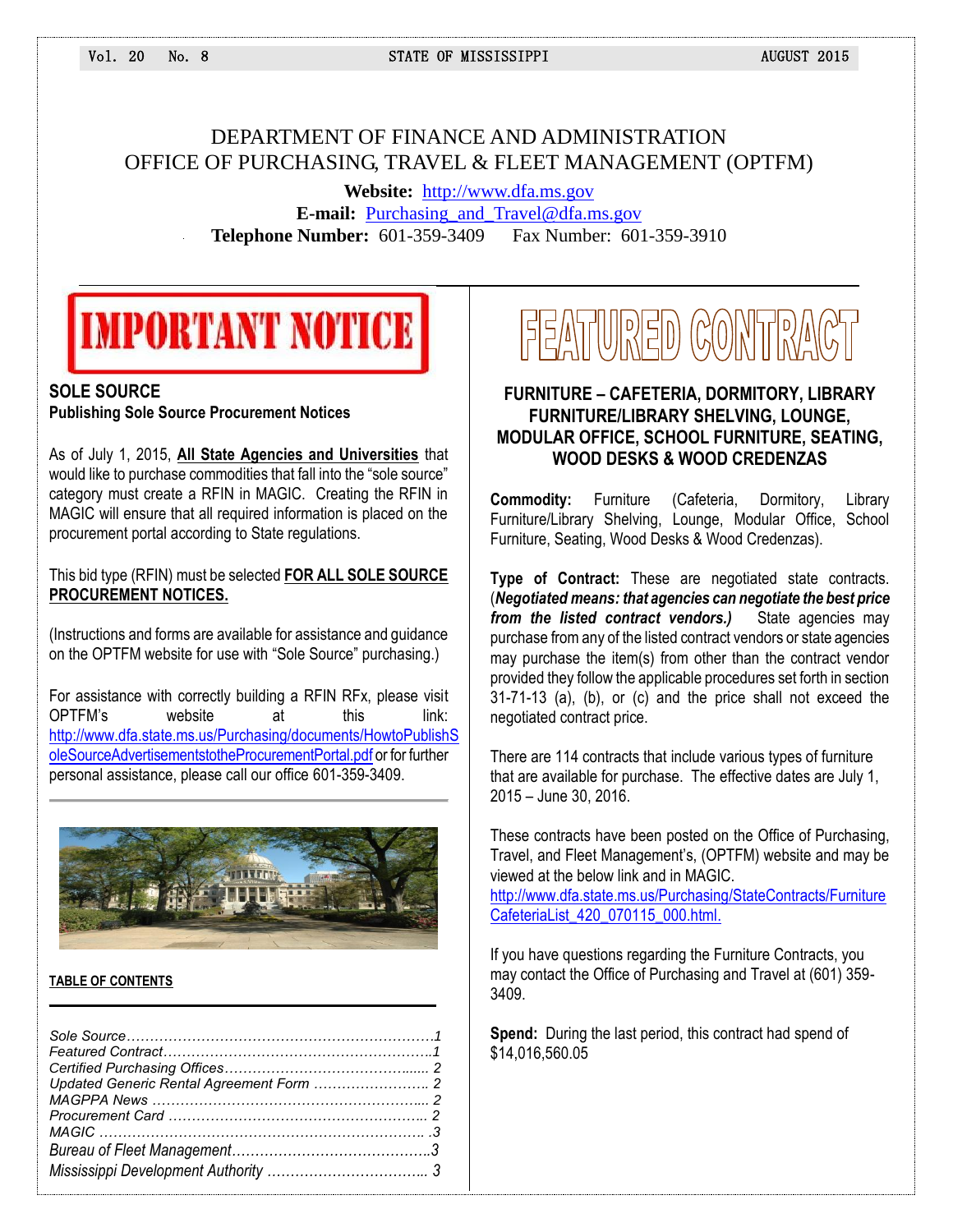# DEPARTMENT OF FINANCE AND ADMINISTRATION
## OFFICE OF PURCHASING, TRAVEL & FLEET MANAGEMENT (OPTFM)

**Website:** http://www.dfa.ms.gov
**E-mail:** Purchasing_and_Travel@dfa.ms.gov
**Telephone Number:** 601-359-3409   Fax Number: 601-359-3910

## IMPORTANT NOTICE

### SOLE SOURCE
**Publishing Sole Source Procurement Notices**

As of July 1, 2015, **All State Agencies and Universities** that would like to purchase commodities that fall into the "sole source" category must create a RFIN in MAGIC. Creating the RFIN in MAGIC will ensure that all required information is placed on the procurement portal according to State regulations.

This bid type (RFIN) must be selected **FOR ALL SOLE SOURCE PROCUREMENT NOTICES.**

(Instructions and forms are available for assistance and guidance on the OPTFM website for use with "Sole Source" purchasing.)

For assistance with correctly building a RFIN RFx, please visit OPTFM's website at this link: http://www.dfa.state.ms.us/Purchasing/documents/HowtoPublishSoleSourceAdvertisementstotheProcurementPortal.pdf or for further personal assistance, please call our office 601-359-3409.

**TABLE OF CONTENTS**

| | |
|---|---|
| *Sole Source* | *1* |
| *Featured Contract* | *1* |
| *Certified Purchasing Offices* | *2* |
| *Updated Generic Rental Agreement Form* | *2* |
| *MAGPPA News* | *2* |
| *Procurement Card* | *2* |
| *MAGIC* | *3* |
| *Bureau of Fleet Management* | *3* |
| *Mississippi Development Authority* | *3* |

## FEATURED CONTRACT

### FURNITURE – CAFETERIA, DORMITORY, LIBRARY FURNITURE/LIBRARY SHELVING, LOUNGE, MODULAR OFFICE, SCHOOL FURNITURE, SEATING, WOOD DESKS & WOOD CREDENZAS

**Commodity:** Furniture (Cafeteria, Dormitory, Library Furniture/Library Shelving, Lounge, Modular Office, School Furniture, Seating, Wood Desks & Wood Credenzas).

**Type of Contract:** These are negotiated state contracts. (***Negotiated means: that agencies can negotiate the best price from the listed contract vendors.)*** State agencies may purchase from any of the listed contract vendors or state agencies may purchase the item(s) from other than the contract vendor provided they follow the applicable procedures set forth in section 31-71-13 (a), (b), or (c) and the price shall not exceed the negotiated contract price.

There are 114 contracts that include various types of furniture that are available for purchase. The effective dates are July 1, 2015 – June 30, 2016.

These contracts have been posted on the Office of Purchasing, Travel, and Fleet Management's, (OPTFM) website and may be viewed at the below link and in MAGIC.
http://www.dfa.state.ms.us/Purchasing/StateContracts/FurnitureCafeteriaList_420_070115_000.html.

If you have questions regarding the Furniture Contracts, you may contact the Office of Purchasing and Travel at (601) 359-3409.

**Spend:** During the last period, this contract had spend of $14,016,560.05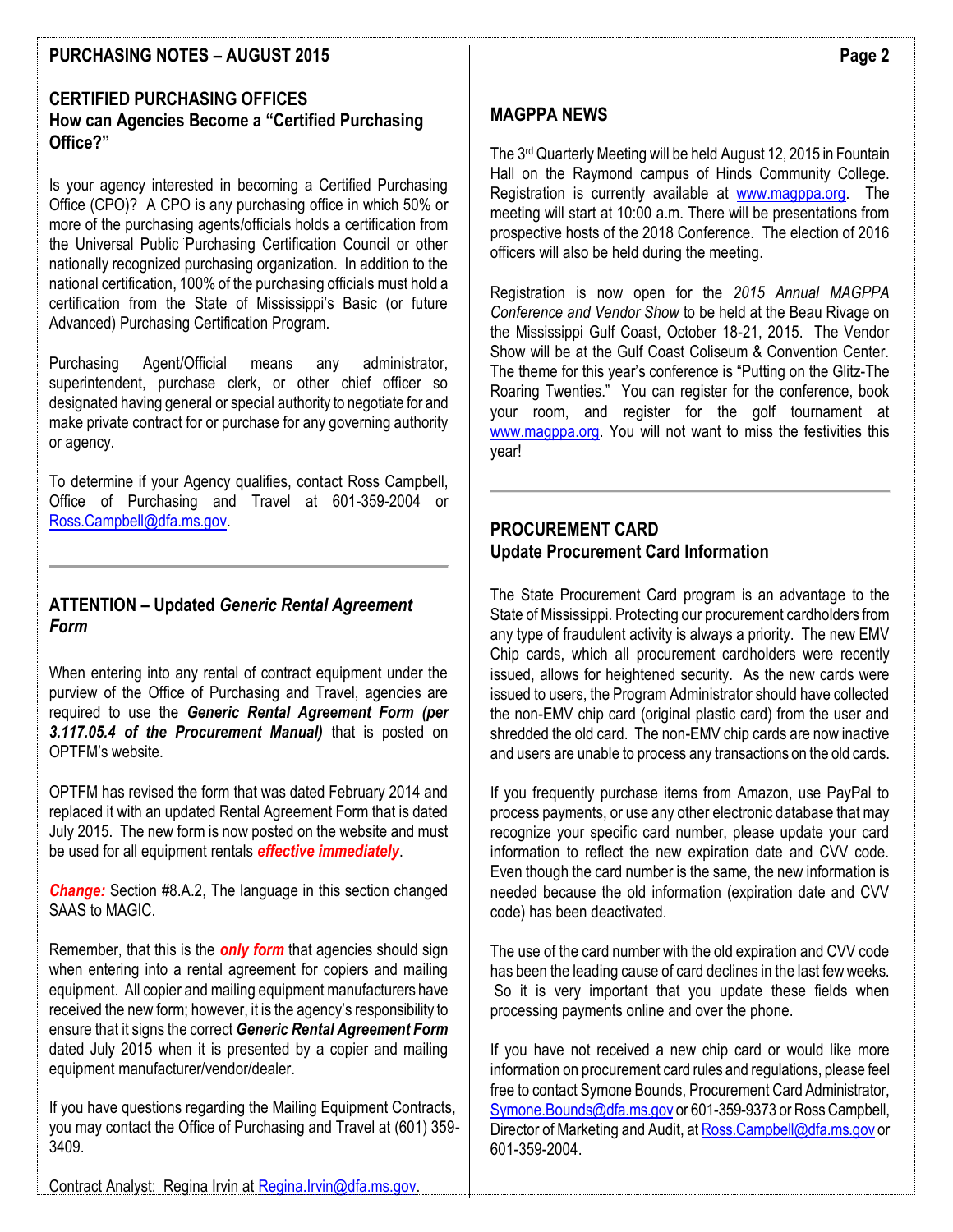## CERTIFIED PURCHASING OFFICES

### How can Agencies Become a "Certified Purchasing Office?"

Is your agency interested in becoming a Certified Purchasing Office (CPO)? A CPO is any purchasing office in which 50% or more of the purchasing agents/officials holds a certification from the Universal Public Purchasing Certification Council or other nationally recognized purchasing organization. In addition to the national certification, 100% of the purchasing officials must hold a certification from the State of Mississippi's Basic (or future Advanced) Purchasing Certification Program.

Purchasing Agent/Official means any administrator, superintendent, purchase clerk, or other chief officer so designated having general or special authority to negotiate for and make private contract for or purchase for any governing authority or agency.

To determine if your Agency qualifies, contact Ross Campbell, Office of Purchasing and Travel at 601-359-2004 or Ross.Campbell@dfa.ms.gov.

---

## ATTENTION – Updated *Generic Rental Agreement Form*

When entering into any rental of contract equipment under the purview of the Office of Purchasing and Travel, agencies are required to use the ***Generic Rental Agreement Form (per 3.117.05.4 of the Procurement Manual)*** that is posted on OPTFM's website.

OPTFM has revised the form that was dated February 2014 and replaced it with an updated Rental Agreement Form that is dated July 2015. The new form is now posted on the website and must be used for all equipment rentals ***effective immediately***.

***Change:*** Section #8.A.2, The language in this section changed SAAS to MAGIC.

Remember, that this is the ***only form*** that agencies should sign when entering into a rental agreement for copiers and mailing equipment. All copier and mailing equipment manufacturers have received the new form; however, it is the agency's responsibility to ensure that it signs the correct ***Generic Rental Agreement Form*** dated July 2015 when it is presented by a copier and mailing equipment manufacturer/vendor/dealer.

If you have questions regarding the Mailing Equipment Contracts, you may contact the Office of Purchasing and Travel at (601) 359-3409.

Contract Analyst: Regina Irvin at Regina.Irvin@dfa.ms.gov.

## MAGPPA NEWS

The 3rd Quarterly Meeting will be held August 12, 2015 in Fountain Hall on the Raymond campus of Hinds Community College. Registration is currently available at www.magppa.org. The meeting will start at 10:00 a.m. There will be presentations from prospective hosts of the 2018 Conference. The election of 2016 officers will also be held during the meeting.

Registration is now open for the *2015 Annual MAGPPA Conference and Vendor Show* to be held at the Beau Rivage on the Mississippi Gulf Coast, October 18-21, 2015. The Vendor Show will be at the Gulf Coast Coliseum & Convention Center. The theme for this year's conference is "Putting on the Glitz-The Roaring Twenties." You can register for the conference, book your room, and register for the golf tournament at www.magppa.org. You will not want to miss the festivities this year!

---

## PROCUREMENT CARD

### Update Procurement Card Information

The State Procurement Card program is an advantage to the State of Mississippi. Protecting our procurement cardholders from any type of fraudulent activity is always a priority. The new EMV Chip cards, which all procurement cardholders were recently issued, allows for heightened security. As the new cards were issued to users, the Program Administrator should have collected the non-EMV chip card (original plastic card) from the user and shredded the old card. The non-EMV chip cards are now inactive and users are unable to process any transactions on the old cards.

If you frequently purchase items from Amazon, use PayPal to process payments, or use any other electronic database that may recognize your specific card number, please update your card information to reflect the new expiration date and CVV code. Even though the card number is the same, the new information is needed because the old information (expiration date and CVV code) has been deactivated.

The use of the card number with the old expiration and CVV code has been the leading cause of card declines in the last few weeks. So it is very important that you update these fields when processing payments online and over the phone.

If you have not received a new chip card or would like more information on procurement card rules and regulations, please feel free to contact Symone Bounds, Procurement Card Administrator, Symone.Bounds@dfa.ms.gov or 601-359-9373 or Ross Campbell, Director of Marketing and Audit, at Ross.Campbell@dfa.ms.gov or 601-359-2004.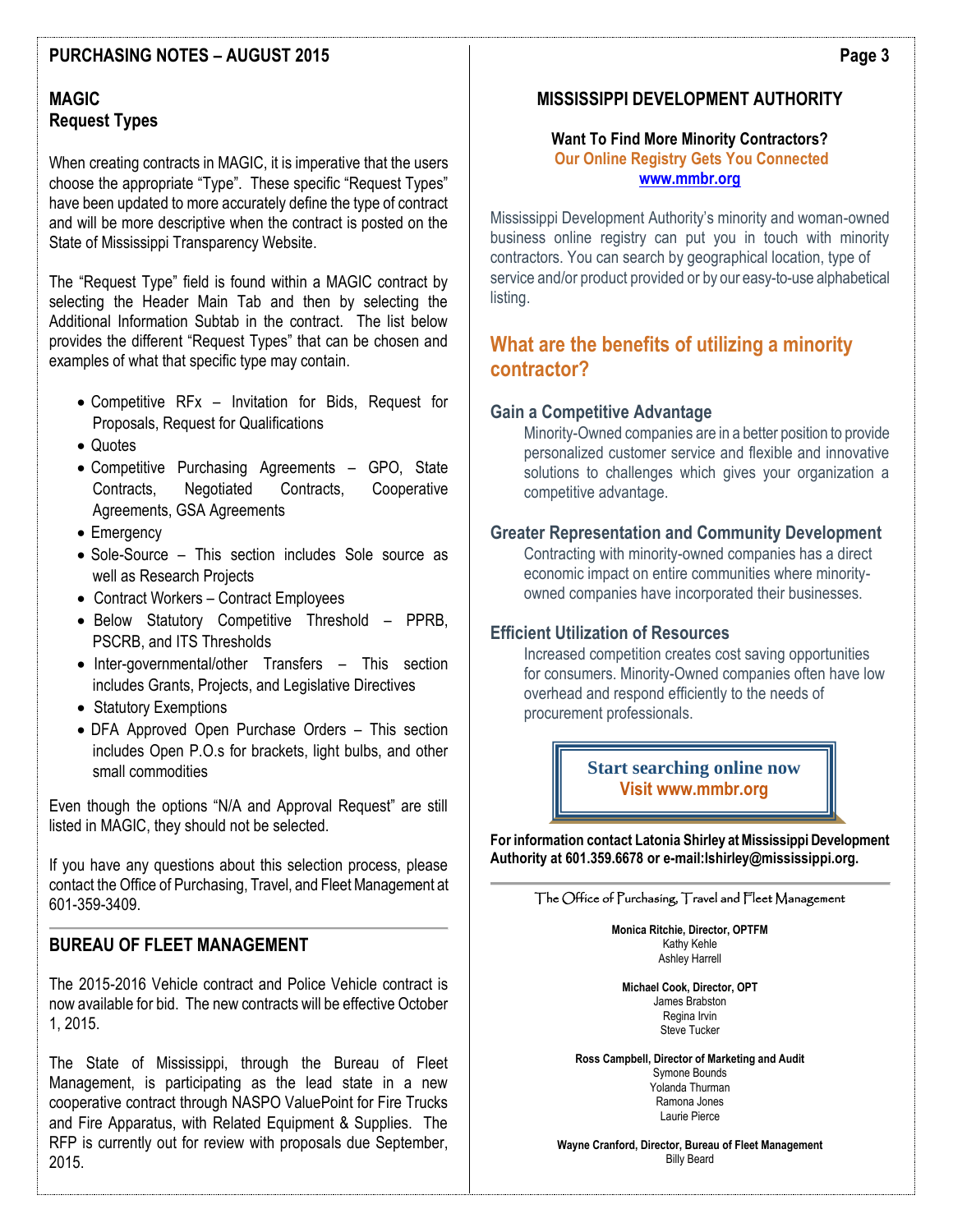## MAGIC
### Request Types

When creating contracts in MAGIC, it is imperative that the users choose the appropriate "Type". These specific "Request Types" have been updated to more accurately define the type of contract and will be more descriptive when the contract is posted on the State of Mississippi Transparency Website.

The "Request Type" field is found within a MAGIC contract by selecting the Header Main Tab and then by selecting the Additional Information Subtab in the contract. The list below provides the different "Request Types" that can be chosen and examples of what that specific type may contain.

- Competitive RFx – Invitation for Bids, Request for Proposals, Request for Qualifications
- Quotes
- Competitive Purchasing Agreements – GPO, State Contracts, Negotiated Contracts, Cooperative Agreements, GSA Agreements
- Emergency
- Sole-Source – This section includes Sole source as well as Research Projects
- Contract Workers – Contract Employees
- Below Statutory Competitive Threshold – PPRB, PSCRB, and ITS Thresholds
- Inter-governmental/other Transfers – This section includes Grants, Projects, and Legislative Directives
- Statutory Exemptions
- DFA Approved Open Purchase Orders – This section includes Open P.O.s for brackets, light bulbs, and other small commodities

Even though the options "N/A and Approval Request" are still listed in MAGIC, they should not be selected.

If you have any questions about this selection process, please contact the Office of Purchasing, Travel, and Fleet Management at 601-359-3409.

## BUREAU OF FLEET MANAGEMENT

The 2015-2016 Vehicle contract and Police Vehicle contract is now available for bid. The new contracts will be effective October 1, 2015.

The State of Mississippi, through the Bureau of Fleet Management, is participating as the lead state in a new cooperative contract through NASPO ValuePoint for Fire Trucks and Fire Apparatus, with Related Equipment & Supplies. The RFP is currently out for review with proposals due September, 2015.

## MISSISSIPPI DEVELOPMENT AUTHORITY

**Want To Find More Minority Contractors?**
**Our Online Registry Gets You Connected**
**www.mmbr.org**

Mississippi Development Authority's minority and woman-owned business online registry can put you in touch with minority contractors. You can search by geographical location, type of service and/or product provided or by our easy-to-use alphabetical listing.

### What are the benefits of utilizing a minority contractor?

**Gain a Competitive Advantage**

Minority-Owned companies are in a better position to provide personalized customer service and flexible and innovative solutions to challenges which gives your organization a competitive advantage.

**Greater Representation and Community Development**

Contracting with minority-owned companies has a direct economic impact on entire communities where minority-owned companies have incorporated their businesses.

**Efficient Utilization of Resources**

Increased competition creates cost saving opportunities for consumers. Minority-Owned companies often have low overhead and respond efficiently to the needs of procurement professionals.

**Start searching online now**
**Visit www.mmbr.org**

**For information contact Latonia Shirley at Mississippi Development Authority at 601.359.6678 or e-mail:lshirley@mississippi.org.**

---

The Office of Purchasing, Travel and Fleet Management

**Monica Ritchie, Director, OPTFM**
Kathy Kehle
Ashley Harrell

**Michael Cook, Director, OPT**
James Brabston
Regina Irvin
Steve Tucker

**Ross Campbell, Director of Marketing and Audit**
Symone Bounds
Yolanda Thurman
Ramona Jones
Laurie Pierce

**Wayne Cranford, Director, Bureau of Fleet Management**
Billy Beard